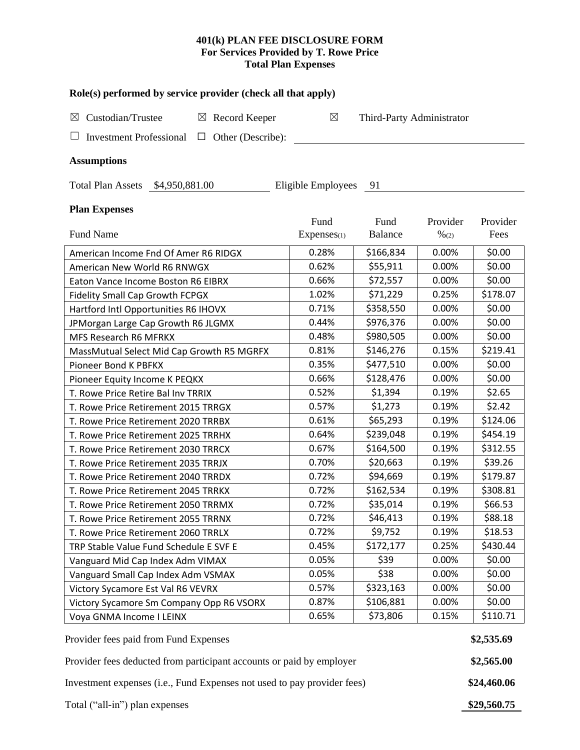# 401(k) PLAN FEE DISCLOSURE FORM
## For Services Provided by T. Rowe Price
## Total Plan Expenses

**Role(s) performed by service provider (check all that apply)**

☒ Custodian/Trustee ☒ Record Keeper ☒ Third-Party Administrator

☐ Investment Professional ☐ Other (Describe): ______

**Assumptions**

Total Plan Assets $4,950,881.00 Eligible Employees 91

**Plan Expenses**

| Fund Name | Fund Expenses(1) | Fund Balance | Provider %(2) | Provider Fees |
|---|---|---|---|---|
| American Income Fnd Of Amer R6 RIDGX | 0.28% | $166,834 | 0.00% | $0.00 |
| American New World R6 RNWGX | 0.62% | $55,911 | 0.00% | $0.00 |
| Eaton Vance Income Boston R6 EIBRX | 0.66% | $72,557 | 0.00% | $0.00 |
| Fidelity Small Cap Growth FCPGX | 1.02% | $71,229 | 0.25% | $178.07 |
| Hartford Intl Opportunities R6 IHOVX | 0.71% | $358,550 | 0.00% | $0.00 |
| JPMorgan Large Cap Growth R6 JLGMX | 0.44% | $976,376 | 0.00% | $0.00 |
| MFS Research R6 MFRKX | 0.48% | $980,505 | 0.00% | $0.00 |
| MassMutual Select Mid Cap Growth R5 MGRFX | 0.81% | $146,276 | 0.15% | $219.41 |
| Pioneer Bond K PBFKX | 0.35% | $477,510 | 0.00% | $0.00 |
| Pioneer Equity Income K PEQKX | 0.66% | $128,476 | 0.00% | $0.00 |
| T. Rowe Price Retire Bal Inv TRRIX | 0.52% | $1,394 | 0.19% | $2.65 |
| T. Rowe Price Retirement 2015 TRRGX | 0.57% | $1,273 | 0.19% | $2.42 |
| T. Rowe Price Retirement 2020 TRRBX | 0.61% | $65,293 | 0.19% | $124.06 |
| T. Rowe Price Retirement 2025 TRRHX | 0.64% | $239,048 | 0.19% | $454.19 |
| T. Rowe Price Retirement 2030 TRRCX | 0.67% | $164,500 | 0.19% | $312.55 |
| T. Rowe Price Retirement 2035 TRRJX | 0.70% | $20,663 | 0.19% | $39.26 |
| T. Rowe Price Retirement 2040 TRRDX | 0.72% | $94,669 | 0.19% | $179.87 |
| T. Rowe Price Retirement 2045 TRRKX | 0.72% | $162,534 | 0.19% | $308.81 |
| T. Rowe Price Retirement 2050 TRRMX | 0.72% | $35,014 | 0.19% | $66.53 |
| T. Rowe Price Retirement 2055 TRRNX | 0.72% | $46,413 | 0.19% | $88.18 |
| T. Rowe Price Retirement 2060 TRRLX | 0.72% | $9,752 | 0.19% | $18.53 |
| TRP Stable Value Fund Schedule E SVF E | 0.45% | $172,177 | 0.25% | $430.44 |
| Vanguard Mid Cap Index Adm VIMAX | 0.05% | $39 | 0.00% | $0.00 |
| Vanguard Small Cap Index Adm VSMAX | 0.05% | $38 | 0.00% | $0.00 |
| Victory Sycamore Est Val R6 VEVRX | 0.57% | $323,163 | 0.00% | $0.00 |
| Victory Sycamore Sm Company Opp R6 VSORX | 0.87% | $106,881 | 0.00% | $0.00 |
| Voya GNMA Income I LEINX | 0.65% | $73,806 | 0.15% | $110.71 |

| | |
|---|---|
| Provider fees paid from Fund Expenses | **$2,535.69** |
| Provider fees deducted from participant accounts or paid by employer | **$2,565.00** |
| Investment expenses (i.e., Fund Expenses not used to pay provider fees) | **$24,460.06** |
| Total ("all-in") plan expenses | **$29,560.75** |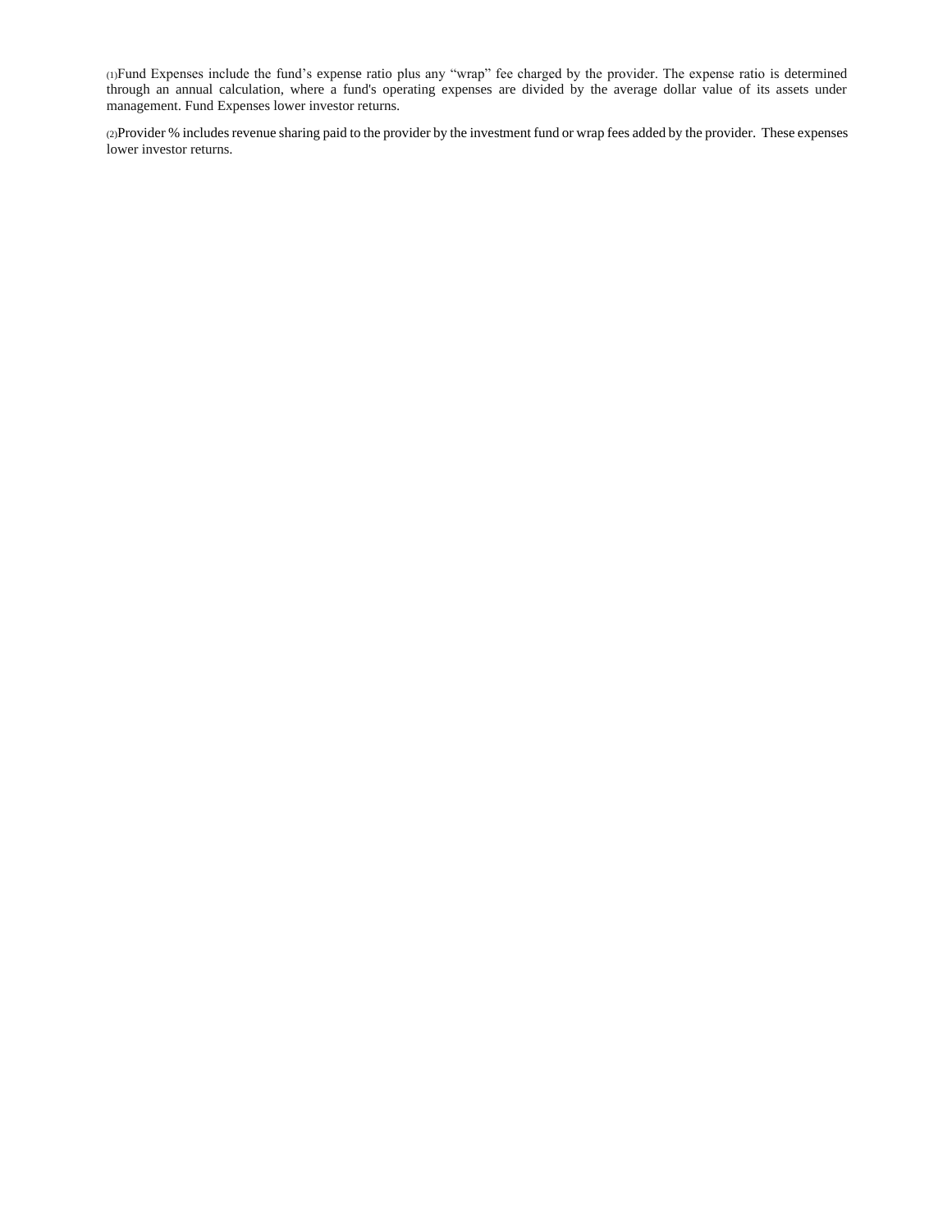(1)Fund Expenses include the fund's expense ratio plus any "wrap" fee charged by the provider. The expense ratio is determined through an annual calculation, where a fund's operating expenses are divided by the average dollar value of its assets under management. Fund Expenses lower investor returns.

(2)Provider % includes revenue sharing paid to the provider by the investment fund or wrap fees added by the provider. These expenses lower investor returns.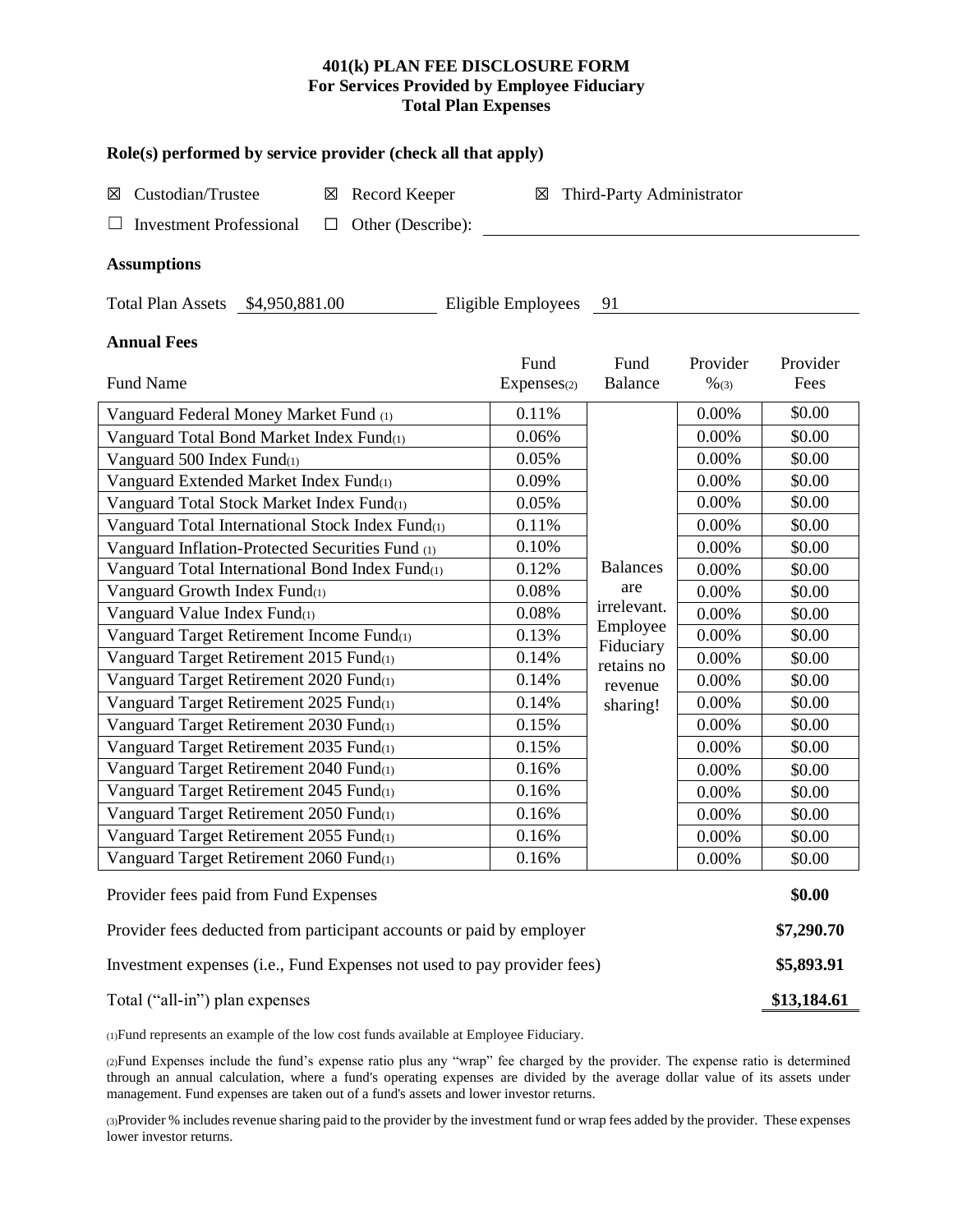**401(k) PLAN FEE DISCLOSURE FORM**
**For Services Provided by Employee Fiduciary**
**Total Plan Expenses**

### Role(s) performed by service provider (check all that apply)

☒ Custodian/Trustee ☒ Record Keeper ☒ Third-Party Administrator

☐ Investment Professional ☐ Other (Describe): \_\_\_\_\_\_\_\_\_\_\_\_\_\_\_\_

### Assumptions

Total Plan Assets $4,950,881.00 Eligible Employees 91

### Annual Fees

| Fund Name | Fund Expenses(2) | Fund Balance | Provider %(3) | Provider Fees |
|---|---|---|---|---|
| Vanguard Federal Money Market Fund (1) | 0.11% | Balances are irrelevant. Employee Fiduciary retains no revenue sharing! | 0.00% | $0.00 |
| Vanguard Total Bond Market Index Fund(1) | 0.06% | | 0.00% | $0.00 |
| Vanguard 500 Index Fund(1) | 0.05% | | 0.00% | $0.00 |
| Vanguard Extended Market Index Fund(1) | 0.09% | | 0.00% | $0.00 |
| Vanguard Total Stock Market Index Fund(1) | 0.05% | | 0.00% | $0.00 |
| Vanguard Total International Stock Index Fund(1) | 0.11% | | 0.00% | $0.00 |
| Vanguard Inflation-Protected Securities Fund (1) | 0.10% | | 0.00% | $0.00 |
| Vanguard Total International Bond Index Fund(1) | 0.12% | | 0.00% | $0.00 |
| Vanguard Growth Index Fund(1) | 0.08% | | 0.00% | $0.00 |
| Vanguard Value Index Fund(1) | 0.08% | | 0.00% | $0.00 |
| Vanguard Target Retirement Income Fund(1) | 0.13% | | 0.00% | $0.00 |
| Vanguard Target Retirement 2015 Fund(1) | 0.14% | | 0.00% | $0.00 |
| Vanguard Target Retirement 2020 Fund(1) | 0.14% | | 0.00% | $0.00 |
| Vanguard Target Retirement 2025 Fund(1) | 0.14% | | 0.00% | $0.00 |
| Vanguard Target Retirement 2030 Fund(1) | 0.15% | | 0.00% | $0.00 |
| Vanguard Target Retirement 2035 Fund(1) | 0.15% | | 0.00% | $0.00 |
| Vanguard Target Retirement 2040 Fund(1) | 0.16% | | 0.00% | $0.00 |
| Vanguard Target Retirement 2045 Fund(1) | 0.16% | | 0.00% | $0.00 |
| Vanguard Target Retirement 2050 Fund(1) | 0.16% | | 0.00% | $0.00 |
| Vanguard Target Retirement 2055 Fund(1) | 0.16% | | 0.00% | $0.00 |
| Vanguard Target Retirement 2060 Fund(1) | 0.16% | | 0.00% | $0.00 |

| | |
|---|---|
| Provider fees paid from Fund Expenses | **$0.00** |
| Provider fees deducted from participant accounts or paid by employer | **$7,290.70** |
| Investment expenses (i.e., Fund Expenses not used to pay provider fees) | **$5,893.91** |
| Total ("all-in") plan expenses | **$13,184.61** |

(1)Fund represents an example of the low cost funds available at Employee Fiduciary.

(2)Fund Expenses include the fund's expense ratio plus any "wrap" fee charged by the provider. The expense ratio is determined through an annual calculation, where a fund's operating expenses are divided by the average dollar value of its assets under management. Fund expenses are taken out of a fund's assets and lower investor returns.

(3)Provider % includes revenue sharing paid to the provider by the investment fund or wrap fees added by the provider. These expenses lower investor returns.